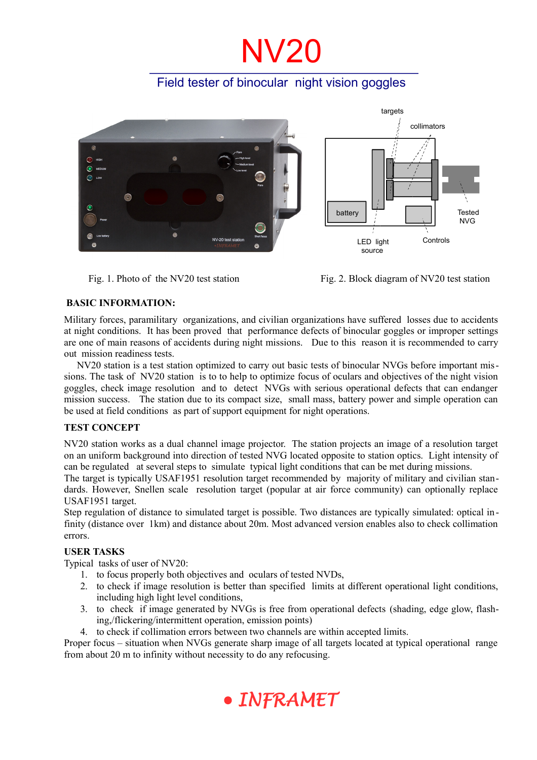# NV20

## Field tester of binocular night vision goggles

Fig. 1. Photo of the NV20 test station

Fig. 2. Block diagram of NV20 test station

### BASIC INFORMATION:

Military forces, paramilitary organizations, and civilian organizations have suffered losses due to accidents at night conditions. It has been proved that performance defects of binocular goggles or improper settings are one of main reasons of accidents during night missions. Due to this reason it is recommended to carry out mission readiness tests.

NV20 station is a test station optimized to carry out basic tests of binocular NVGs before important missions. The task of NV20 station is to to help to optimize focus of oculars and objectives of the night vision goggles, check image resolution and to detect NVGs with serious operational defects that can endanger mission success. The station due to its compact size, small mass, battery power and simple operation can be used at field conditions as part of support equipment for night operations.

### TEST CONCEPT

NV20 station works as a dual channel image projector. The station projects an image of a resolution target on an uniform background into direction of tested NVG located opposite to station optics. Light intensity of can be regulated at several steps to simulate typical light conditions that can be met during missions.

The target is typically USAF1951 resolution target recommended by majority of military and civilian standards. However, Snellen scale resolution target (popular at air force community) can optionally replace USAF1951 target.

Step regulation of distance to simulated target is possible. Two distances are typically simulated: optical infinity (distance over 1km) and distance about 20m. Most advanced version enables also to check collimation errors.

### USER TASKS

Typical tasks of user of NV20:

1. to focus properly both objectives and oculars of tested NVDs,
2. to check if image resolution is better than specified limits at different operational light conditions, including high light level conditions,
3. to check if image generated by NVGs is free from operational defects (shading, edge glow, flashing,/flickering/intermittent operation, emission points)
4. to check if collimation errors between two channels are within accepted limits.

Proper focus – situation when NVGs generate sharp image of all targets located at typical operational range from about 20 m to infinity without necessity to do any refocusing.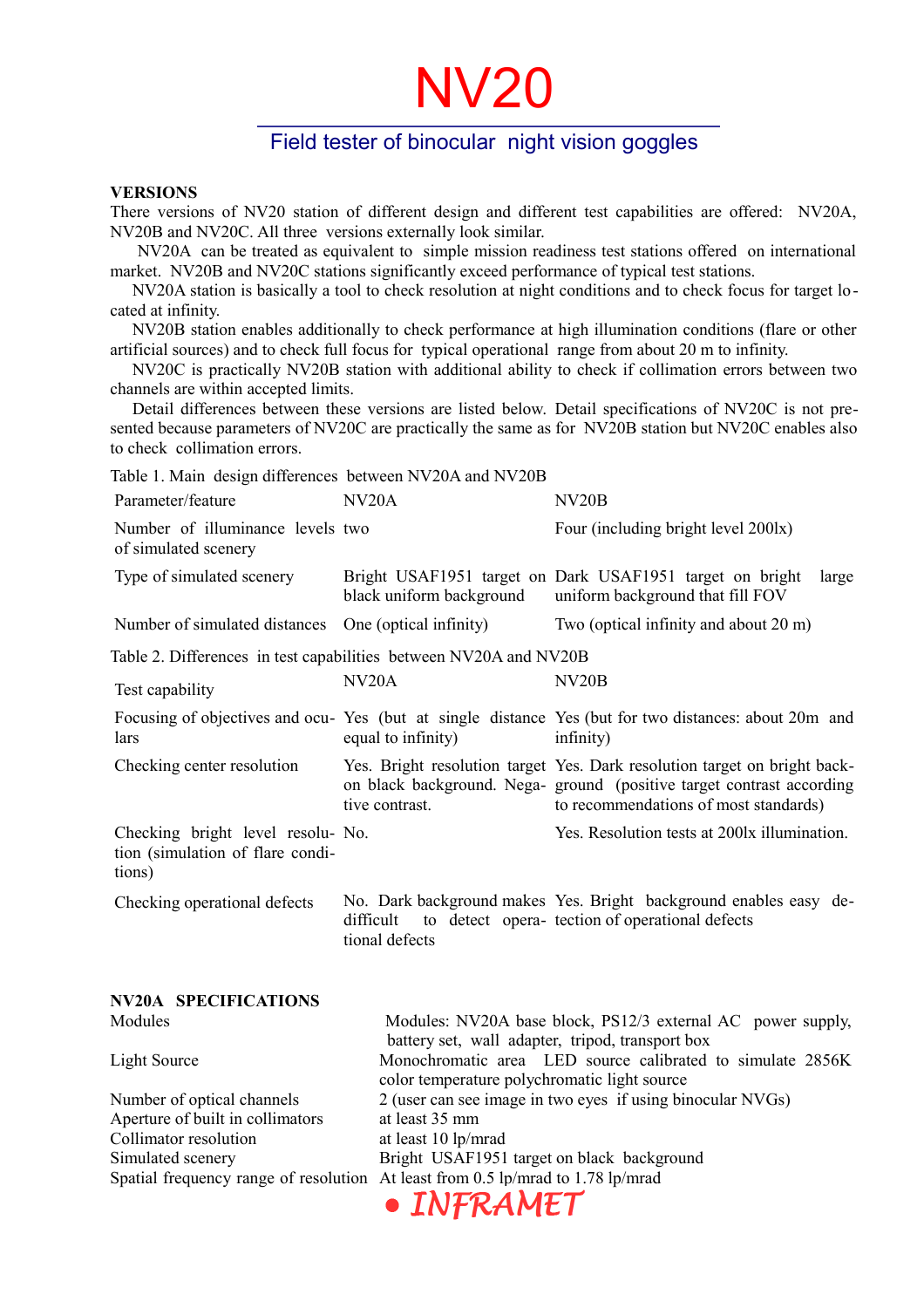# NV20

## Field tester of binocular night vision goggles

**VERSIONS**

There versions of NV20 station of different design and different test capabilities are offered: NV20A, NV20B and NV20C. All three versions externally look similar.

NV20A can be treated as equivalent to simple mission readiness test stations offered on international market. NV20B and NV20C stations significantly exceed performance of typical test stations.

NV20A station is basically a tool to check resolution at night conditions and to check focus for target located at infinity.

NV20B station enables additionally to check performance at high illumination conditions (flare or other artificial sources) and to check full focus for typical operational range from about 20 m to infinity.

NV20C is practically NV20B station with additional ability to check if collimation errors between two channels are within accepted limits.

Detail differences between these versions are listed below. Detail specifications of NV20C is not presented because parameters of NV20C are practically the same as for NV20B station but NV20C enables also to check collimation errors.

Table 1. Main design differences between NV20A and NV20B

| Parameter/feature | NV20A | NV20B |
|---|---|---|
| Number of illuminance levels of simulated scenery | two | Four (including bright level 200lx) |
| Type of simulated scenery | Bright USAF1951 target on black uniform background | Dark USAF1951 target on bright large uniform background that fill FOV |
| Number of simulated distances | One (optical infinity) | Two (optical infinity and about 20 m) |

Table 2. Differences in test capabilities between NV20A and NV20B

| Test capability | NV20A | NV20B |
|---|---|---|
| Focusing of objectives and ocular | Yes (but at single distance equal to infinity) | Yes (but for two distances: about 20m and infinity) |
| Checking center resolution | Yes. Bright resolution target on black background. Negative contrast. | Yes. Dark resolution target on bright background (positive target contrast according to recommendations of most standards) |
| Checking bright level resolution (simulation of flare conditions) | No. | Yes. Resolution tests at 200lx illumination. |
| Checking operational defects | No. Dark background makes difficult to detect operational defects | Yes. Bright background enables easy detection of operational defects |

**NV20A SPECIFICATIONS**

| | |
|---|---|
| Modules | Modules: NV20A base block, PS12/3 external AC power supply, battery set, wall adapter, tripod, transport box |
| Light Source | Monochromatic area LED source calibrated to simulate 2856K color temperature polychromatic light source |
| Number of optical channels | 2 (user can see image in two eyes if using binocular NVGs) |
| Aperture of built in collimators | at least 35 mm |
| Collimator resolution | at least 10 lp/mrad |
| Simulated scenery | Bright USAF1951 target on black background |
| Spatial frequency range of resolution | At least from 0.5 lp/mrad to 1.78 lp/mrad |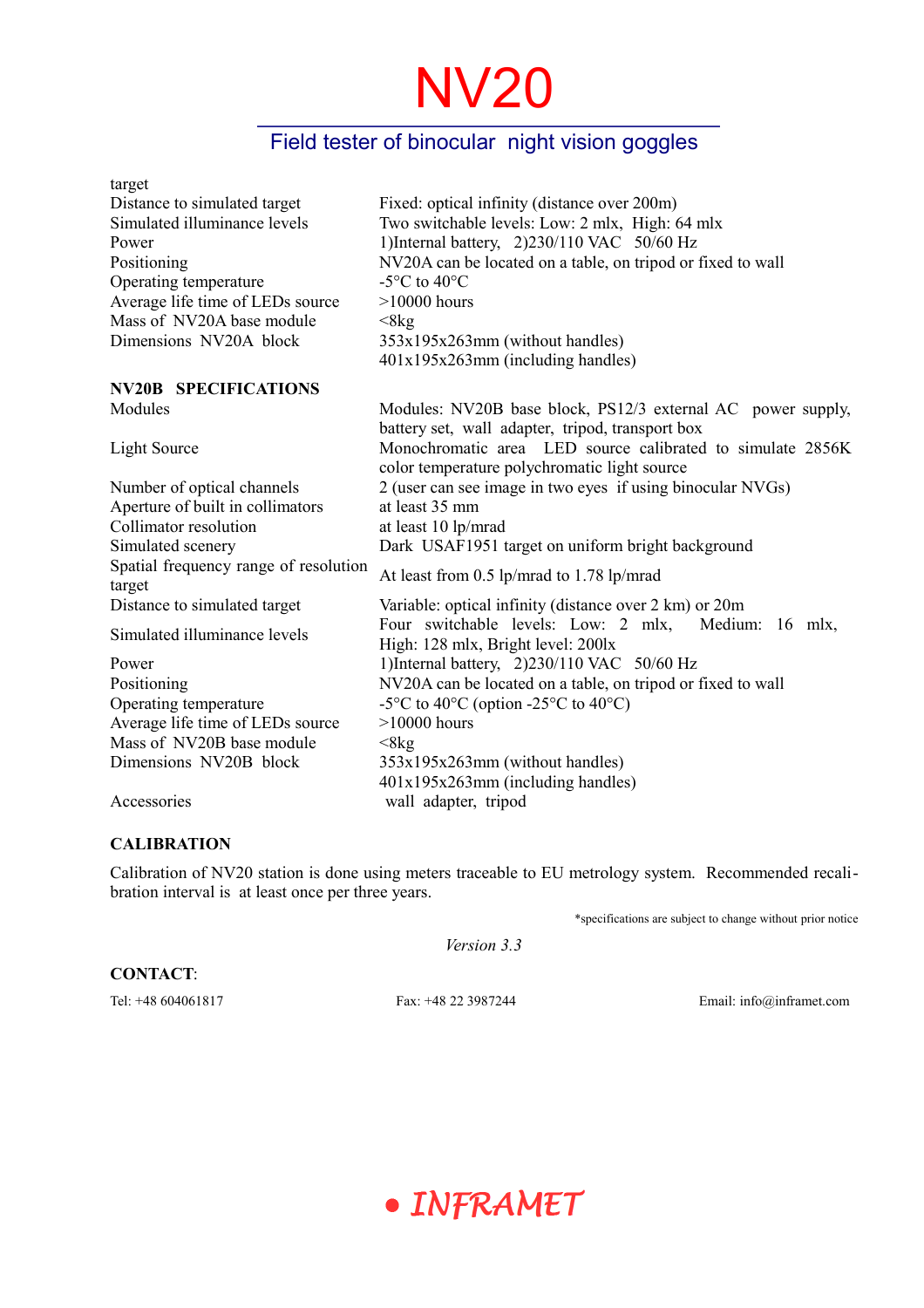# NV20

## Field tester of binocular night vision goggles

| | |
|---|---|
| target | |
| Distance to simulated target | Fixed: optical infinity (distance over 200m) |
| Simulated illuminance levels | Two switchable levels: Low: 2 mlx, High: 64 mlx |
| Power | 1)Internal battery, 2)230/110 VAC 50/60 Hz |
| Positioning | NV20A can be located on a table, on tripod or fixed to wall |
| Operating temperature | -5°C to 40°C |
| Average life time of LEDs source | >10000 hours |
| Mass of NV20A base module | <8kg |
| Dimensions NV20A block | 353x195x263mm (without handles)<br>401x195x263mm (including handles) |

**NV20B SPECIFICATIONS**

| | |
|---|---|
| Modules | Modules: NV20B base block, PS12/3 external AC power supply, battery set, wall adapter, tripod, transport box |
| Light Source | Monochromatic area LED source calibrated to simulate 2856K color temperature polychromatic light source |
| Number of optical channels | 2 (user can see image in two eyes if using binocular NVGs) |
| Aperture of built in collimators | at least 35 mm |
| Collimator resolution | at least 10 lp/mrad |
| Simulated scenery | Dark USAF1951 target on uniform bright background |
| Spatial frequency range of resolution target | At least from 0.5 lp/mrad to 1.78 lp/mrad |
| Distance to simulated target | Variable: optical infinity (distance over 2 km) or 20m |
| Simulated illuminance levels | Four switchable levels: Low: 2 mlx, Medium: 16 mlx, High: 128 mlx, Bright level: 200lx |
| Power | 1)Internal battery, 2)230/110 VAC 50/60 Hz |
| Positioning | NV20A can be located on a table, on tripod or fixed to wall |
| Operating temperature | -5°C to 40°C (option -25°C to 40°C) |
| Average life time of LEDs source | >10000 hours |
| Mass of NV20B base module | <8kg |
| Dimensions NV20B block | 353x195x263mm (without handles)<br>401x195x263mm (including handles) |
| Accessories | wall adapter, tripod |

**CALIBRATION**

Calibration of NV20 station is done using meters traceable to EU metrology system. Recommended recalibration interval is at least once per three years.

*specifications are subject to change without prior notice

*Version 3.3*

**CONTACT**:

Tel: +48 604061817 Fax: +48 22 3987244 Email: info@inframet.com

INFRAMET